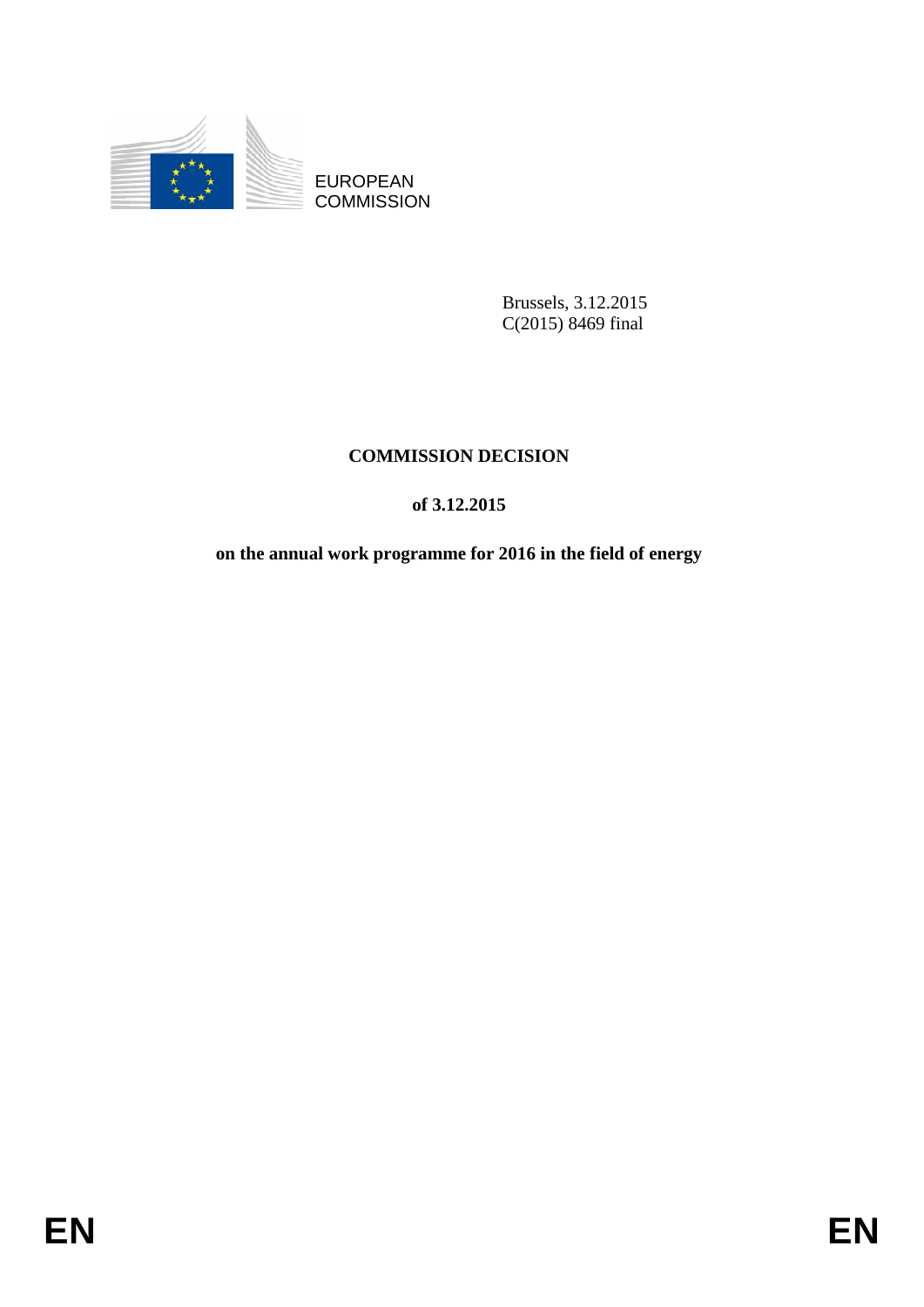EUROPEAN COMMISSION

Brussels, 3.12.2015
C(2015) 8469 final

# COMMISSION DECISION

## of 3.12.2015

## on the annual work programme for 2016 in the field of energy

EN EN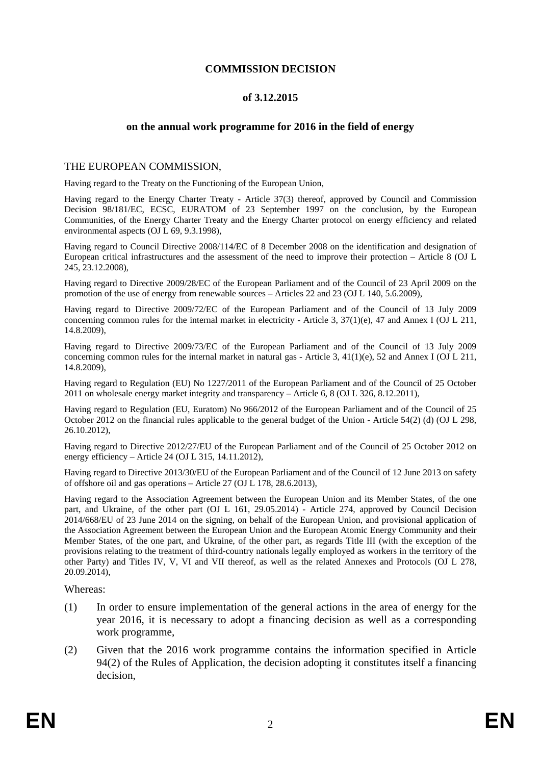**COMMISSION DECISION**

**of 3.12.2015**

**on the annual work programme for 2016 in the field of energy**

THE EUROPEAN COMMISSION,

Having regard to the Treaty on the Functioning of the European Union,

Having regard to the Energy Charter Treaty - Article 37(3) thereof, approved by Council and Commission Decision 98/181/EC, ECSC, EURATOM of 23 September 1997 on the conclusion, by the European Communities, of the Energy Charter Treaty and the Energy Charter protocol on energy efficiency and related environmental aspects (OJ L 69, 9.3.1998),

Having regard to Council Directive 2008/114/EC of 8 December 2008 on the identification and designation of European critical infrastructures and the assessment of the need to improve their protection – Article 8 (OJ L 245, 23.12.2008),

Having regard to Directive 2009/28/EC of the European Parliament and of the Council of 23 April 2009 on the promotion of the use of energy from renewable sources – Articles 22 and 23 (OJ L 140, 5.6.2009),

Having regard to Directive 2009/72/EC of the European Parliament and of the Council of 13 July 2009 concerning common rules for the internal market in electricity - Article 3, 37(1)(e), 47 and Annex I (OJ L 211, 14.8.2009),

Having regard to Directive 2009/73/EC of the European Parliament and of the Council of 13 July 2009 concerning common rules for the internal market in natural gas - Article 3, 41(1)(e), 52 and Annex I (OJ L 211, 14.8.2009),

Having regard to Regulation (EU) No 1227/2011 of the European Parliament and of the Council of 25 October 2011 on wholesale energy market integrity and transparency – Article 6, 8 (OJ L 326, 8.12.2011),

Having regard to Regulation (EU, Euratom) No 966/2012 of the European Parliament and of the Council of 25 October 2012 on the financial rules applicable to the general budget of the Union - Article 54(2) (d) (OJ L 298, 26.10.2012),

Having regard to Directive 2012/27/EU of the European Parliament and of the Council of 25 October 2012 on energy efficiency – Article 24 (OJ L 315, 14.11.2012),

Having regard to Directive 2013/30/EU of the European Parliament and of the Council of 12 June 2013 on safety of offshore oil and gas operations – Article 27 (OJ L 178, 28.6.2013),

Having regard to the Association Agreement between the European Union and its Member States, of the one part, and Ukraine, of the other part (OJ L 161, 29.05.2014) - Article 274, approved by Council Decision 2014/668/EU of 23 June 2014 on the signing, on behalf of the European Union, and provisional application of the Association Agreement between the European Union and the European Atomic Energy Community and their Member States, of the one part, and Ukraine, of the other part, as regards Title III (with the exception of the provisions relating to the treatment of third-country nationals legally employed as workers in the territory of the other Party) and Titles IV, V, VI and VII thereof, as well as the related Annexes and Protocols (OJ L 278, 20.09.2014),

Whereas:

(1) In order to ensure implementation of the general actions in the area of energy for the year 2016, it is necessary to adopt a financing decision as well as a corresponding work programme,

(2) Given that the 2016 work programme contains the information specified in Article 94(2) of the Rules of Application, the decision adopting it constitutes itself a financing decision,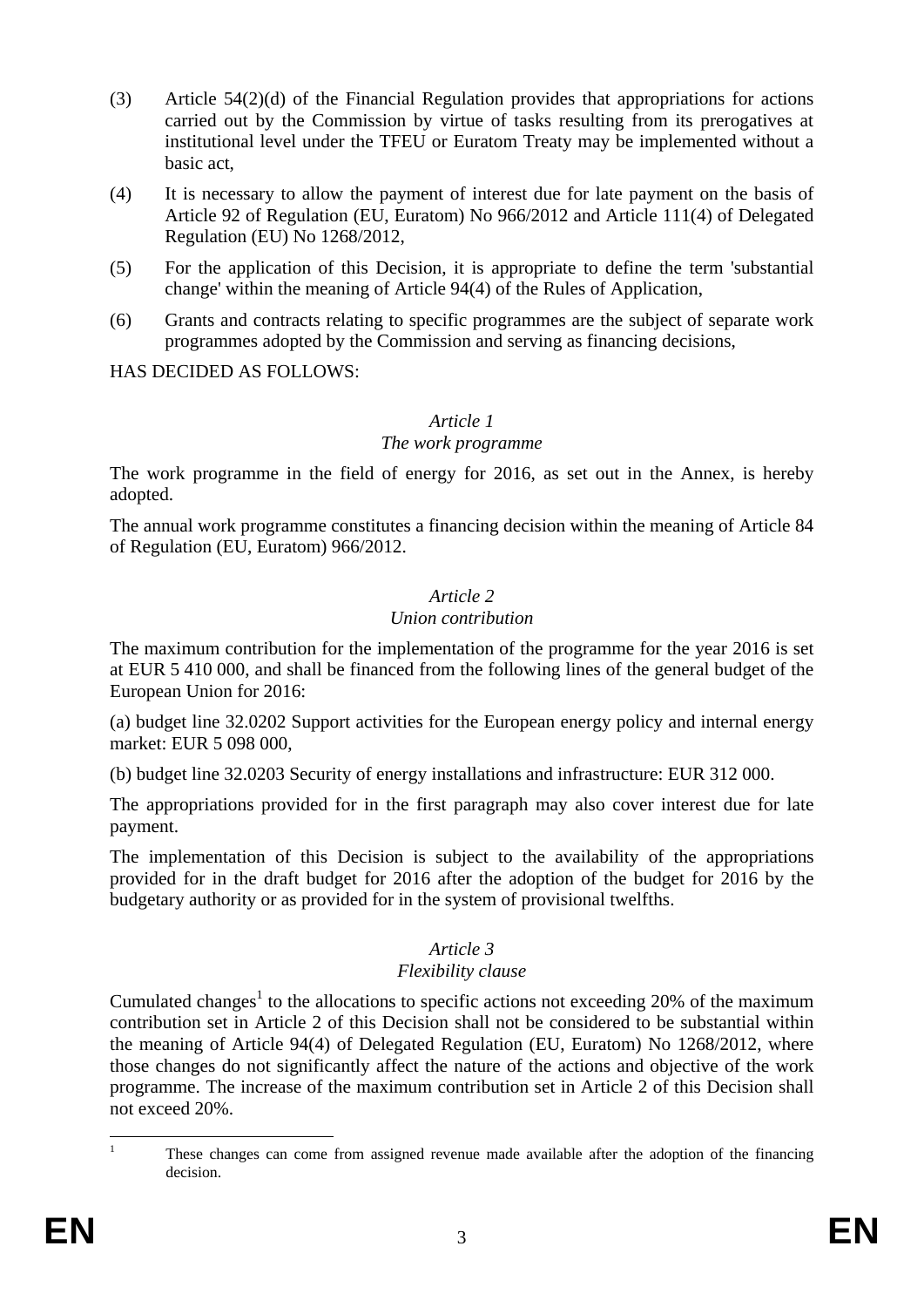(3) Article 54(2)(d) of the Financial Regulation provides that appropriations for actions carried out by the Commission by virtue of tasks resulting from its prerogatives at institutional level under the TFEU or Euratom Treaty may be implemented without a basic act,

(4) It is necessary to allow the payment of interest due for late payment on the basis of Article 92 of Regulation (EU, Euratom) No 966/2012 and Article 111(4) of Delegated Regulation (EU) No 1268/2012,

(5) For the application of this Decision, it is appropriate to define the term 'substantial change' within the meaning of Article 94(4) of the Rules of Application,

(6) Grants and contracts relating to specific programmes are the subject of separate work programmes adopted by the Commission and serving as financing decisions,

HAS DECIDED AS FOLLOWS:

*Article 1*

*The work programme*

The work programme in the field of energy for 2016, as set out in the Annex, is hereby adopted.

The annual work programme constitutes a financing decision within the meaning of Article 84 of Regulation (EU, Euratom) 966/2012.

*Article 2*

*Union contribution*

The maximum contribution for the implementation of the programme for the year 2016 is set at EUR 5 410 000, and shall be financed from the following lines of the general budget of the European Union for 2016:

(a) budget line 32.0202 Support activities for the European energy policy and internal energy market: EUR 5 098 000,

(b) budget line 32.0203 Security of energy installations and infrastructure: EUR 312 000.

The appropriations provided for in the first paragraph may also cover interest due for late payment.

The implementation of this Decision is subject to the availability of the appropriations provided for in the draft budget for 2016 after the adoption of the budget for 2016 by the budgetary authority or as provided for in the system of provisional twelfths.

*Article 3*

*Flexibility clause*

Cumulated changes[1] to the allocations to specific actions not exceeding 20% of the maximum contribution set in Article 2 of this Decision shall not be considered to be substantial within the meaning of Article 94(4) of Delegated Regulation (EU, Euratom) No 1268/2012, where those changes do not significantly affect the nature of the actions and objective of the work programme. The increase of the maximum contribution set in Article 2 of this Decision shall not exceed 20%.

[1] These changes can come from assigned revenue made available after the adoption of the financing decision.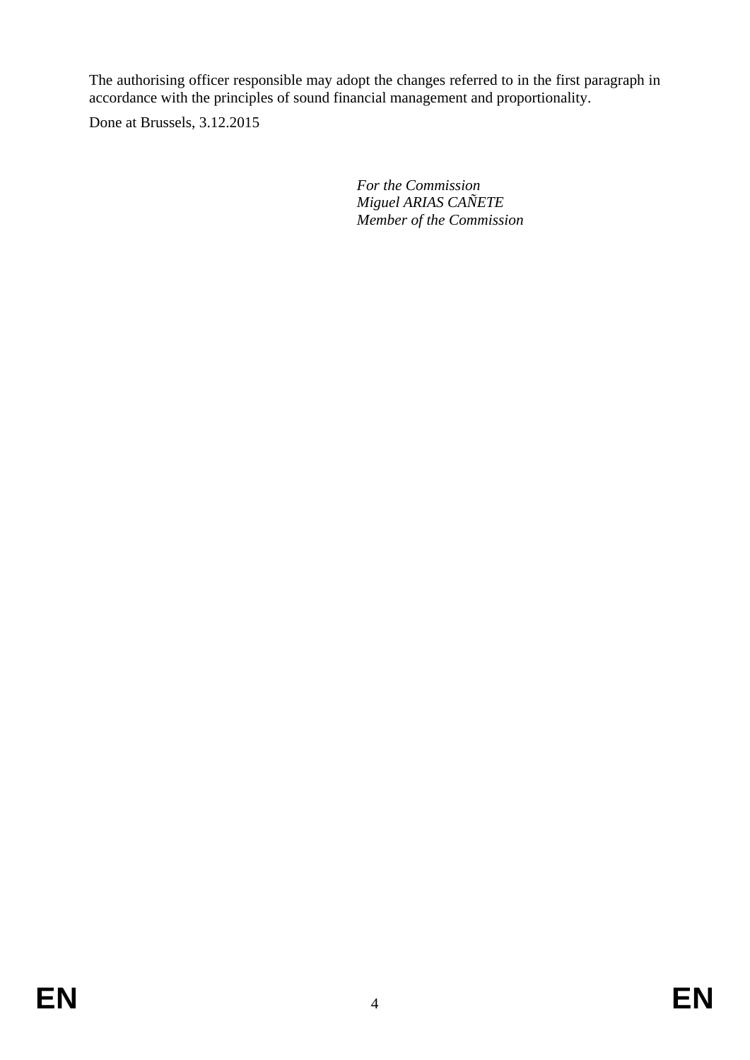The authorising officer responsible may adopt the changes referred to in the first paragraph in accordance with the principles of sound financial management and proportionality.

Done at Brussels, 3.12.2015

*For the Commission*
*Miguel ARIAS CAÑETE*
*Member of the Commission*